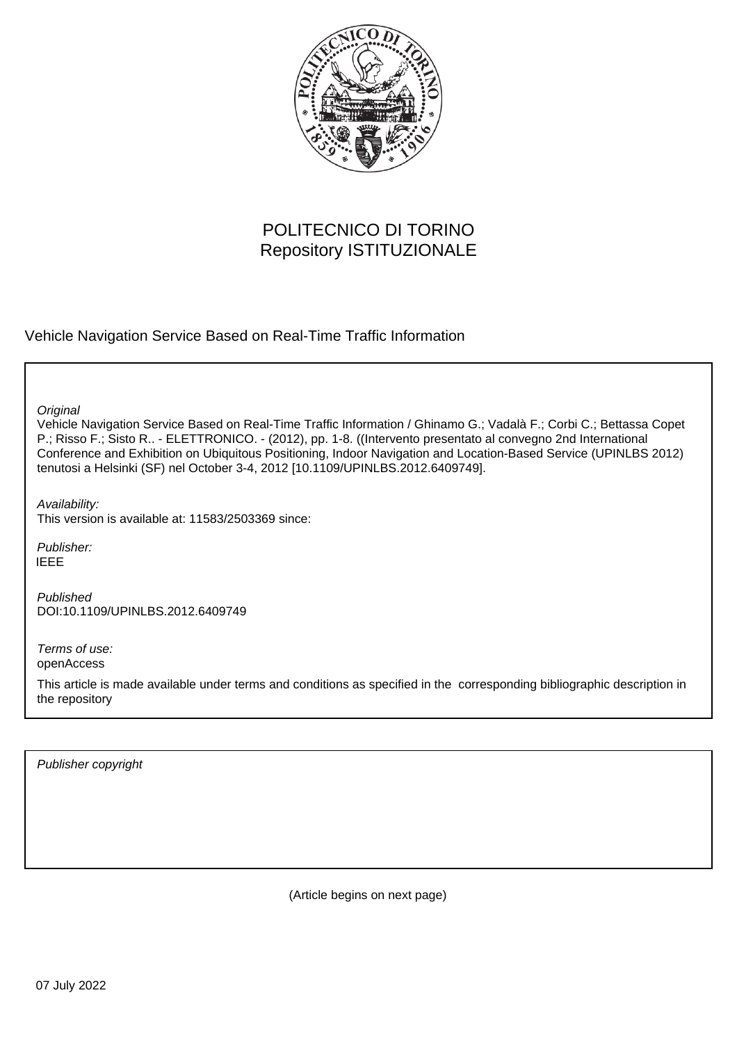POLITECNICO DI TORINO
Repository ISTITUZIONALE

Vehicle Navigation Service Based on Real-Time Traffic Information

*Original*
Vehicle Navigation Service Based on Real-Time Traffic Information / Ghinamo G.; Vadalà F.; Corbi C.; Bettassa Copet P.; Risso F.; Sisto R.. - ELETTRONICO. - (2012), pp. 1-8. ((Intervento presentato al convegno 2nd International Conference and Exhibition on Ubiquitous Positioning, Indoor Navigation and Location-Based Service (UPINLBS 2012) tenutosi a Helsinki (SF) nel October 3-4, 2012 [10.1109/UPINLBS.2012.6409749].

*Availability:*
This version is available at: 11583/2503369 since:

*Publisher:*
IEEE

*Published*
DOI:10.1109/UPINLBS.2012.6409749

*Terms of use:*
openAccess

This article is made available under terms and conditions as specified in the corresponding bibliographic description in the repository

*Publisher copyright*

(Article begins on next page)

07 July 2022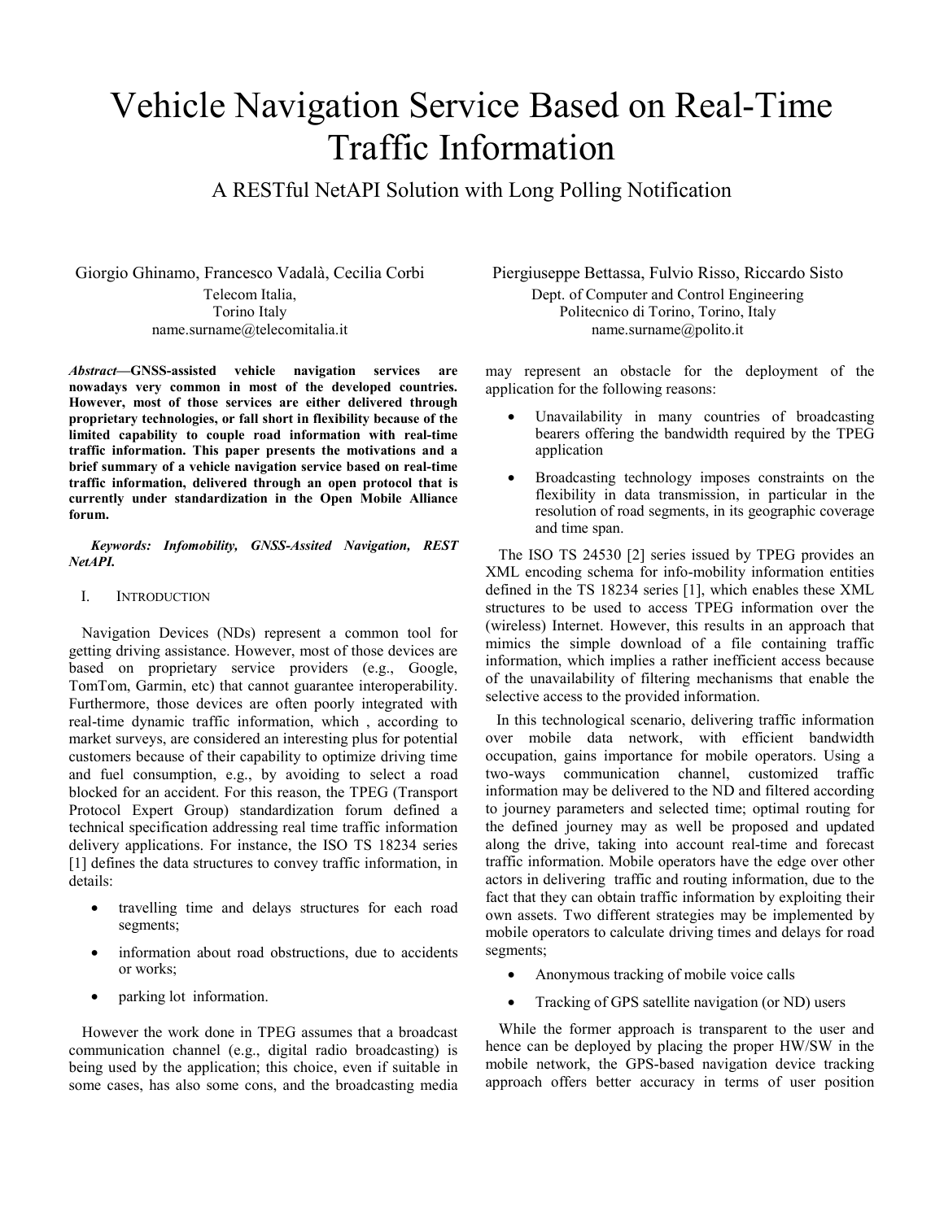# Vehicle Navigation Service Based on Real-Time Traffic Information

## A RESTful NetAPI Solution with Long Polling Notification

Giorgio Ghinamo, Francesco Vadalà, Cecilia Corbi
Telecom Italia,
Torino Italy
name.surname@telecomitalia.it

Piergiuseppe Bettassa, Fulvio Risso, Riccardo Sisto
Dept. of Computer and Control Engineering
Politecnico di Torino, Torino, Italy
name.surname@polito.it

***Abstract*—GNSS-assisted vehicle navigation services are nowadays very common in most of the developed countries. However, most of those services are either delivered through proprietary technologies, or fall short in flexibility because of the limited capability to couple road information with real-time traffic information. This paper presents the motivations and a brief summary of a vehicle navigation service based on real-time traffic information, delivered through an open protocol that is currently under standardization in the Open Mobile Alliance forum.**

***Keywords: Infomobility, GNSS-Assited Navigation, REST NetAPI.***

## I. Introduction

Navigation Devices (NDs) represent a common tool for getting driving assistance. However, most of those devices are based on proprietary service providers (e.g., Google, TomTom, Garmin, etc) that cannot guarantee interoperability. Furthermore, those devices are often poorly integrated with real-time dynamic traffic information, which , according to market surveys, are considered an interesting plus for potential customers because of their capability to optimize driving time and fuel consumption, e.g., by avoiding to select a road blocked for an accident. For this reason, the TPEG (Transport Protocol Expert Group) standardization forum defined a technical specification addressing real time traffic information delivery applications. For instance, the ISO TS 18234 series [1] defines the data structures to convey traffic information, in details:

- travelling time and delays structures for each road segments;
- information about road obstructions, due to accidents or works;
- parking lot information.

However the work done in TPEG assumes that a broadcast communication channel (e.g., digital radio broadcasting) is being used by the application; this choice, even if suitable in some cases, has also some cons, and the broadcasting media may represent an obstacle for the deployment of the application for the following reasons:

- Unavailability in many countries of broadcasting bearers offering the bandwidth required by the TPEG application
- Broadcasting technology imposes constraints on the flexibility in data transmission, in particular in the resolution of road segments, in its geographic coverage and time span.

The ISO TS 24530 [2] series issued by TPEG provides an XML encoding schema for info-mobility information entities defined in the TS 18234 series [1], which enables these XML structures to be used to access TPEG information over the (wireless) Internet. However, this results in an approach that mimics the simple download of a file containing traffic information, which implies a rather inefficient access because of the unavailability of filtering mechanisms that enable the selective access to the provided information.

In this technological scenario, delivering traffic information over mobile data network, with efficient bandwidth occupation, gains importance for mobile operators. Using a two-ways communication channel, customized traffic information may be delivered to the ND and filtered according to journey parameters and selected time; optimal routing for the defined journey may as well be proposed and updated along the drive, taking into account real-time and forecast traffic information. Mobile operators have the edge over other actors in delivering traffic and routing information, due to the fact that they can obtain traffic information by exploiting their own assets. Two different strategies may be implemented by mobile operators to calculate driving times and delays for road segments;

- Anonymous tracking of mobile voice calls
- Tracking of GPS satellite navigation (or ND) users

While the former approach is transparent to the user and hence can be deployed by placing the proper HW/SW in the mobile network, the GPS-based navigation device tracking approach offers better accuracy in terms of user position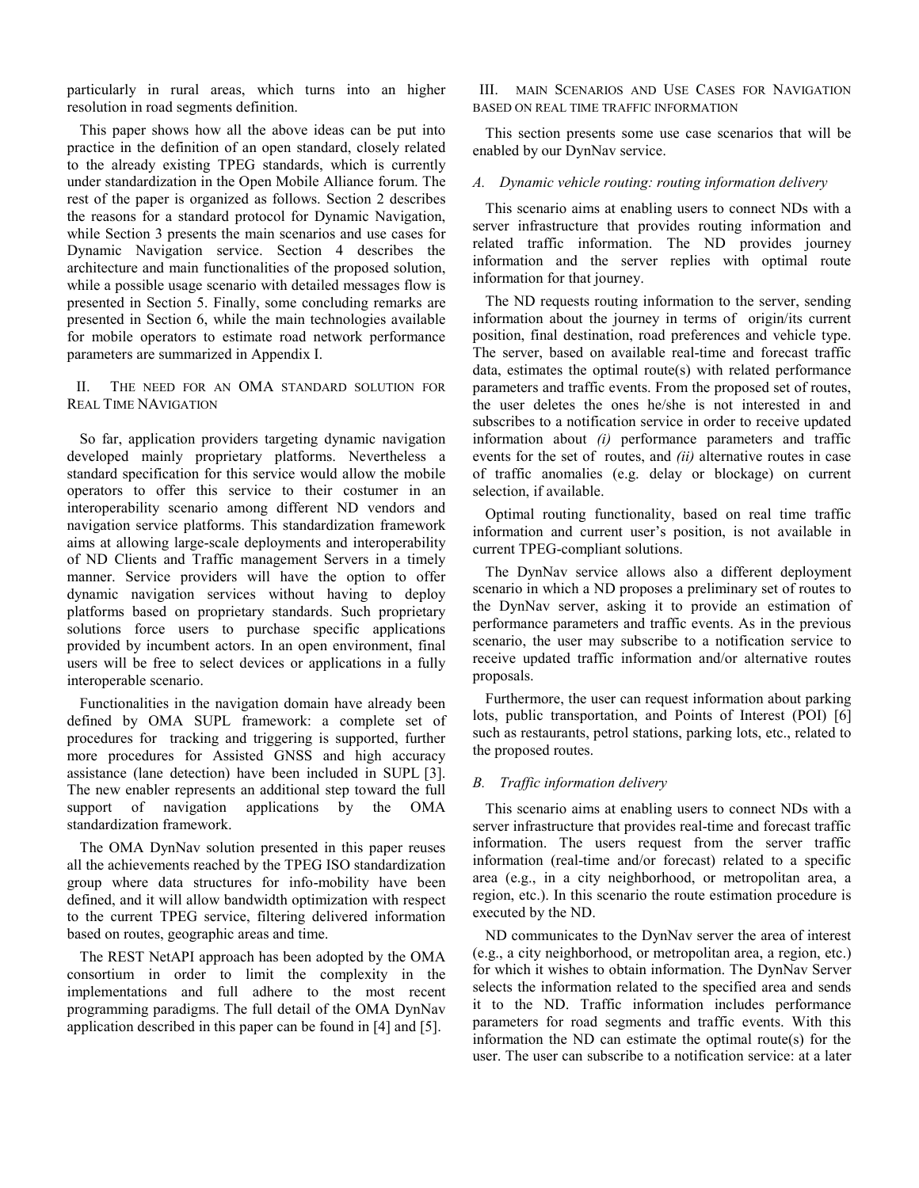particularly in rural areas, which turns into an higher resolution in road segments definition.

This paper shows how all the above ideas can be put into practice in the definition of an open standard, closely related to the already existing TPEG standards, which is currently under standardization in the Open Mobile Alliance forum. The rest of the paper is organized as follows. Section 2 describes the reasons for a standard protocol for Dynamic Navigation, while Section 3 presents the main scenarios and use cases for Dynamic Navigation service. Section 4 describes the architecture and main functionalities of the proposed solution, while a possible usage scenario with detailed messages flow is presented in Section 5. Finally, some concluding remarks are presented in Section 6, while the main technologies available for mobile operators to estimate road network performance parameters are summarized in Appendix I.

## II. The need for an OMA standard solution for Real Time Navigation

So far, application providers targeting dynamic navigation developed mainly proprietary platforms. Nevertheless a standard specification for this service would allow the mobile operators to offer this service to their costumer in an interoperability scenario among different ND vendors and navigation service platforms. This standardization framework aims at allowing large-scale deployments and interoperability of ND Clients and Traffic management Servers in a timely manner. Service providers will have the option to offer dynamic navigation services without having to deploy platforms based on proprietary standards. Such proprietary solutions force users to purchase specific applications provided by incumbent actors. In an open environment, final users will be free to select devices or applications in a fully interoperable scenario.

Functionalities in the navigation domain have already been defined by OMA SUPL framework: a complete set of procedures for tracking and triggering is supported, further more procedures for Assisted GNSS and high accuracy assistance (lane detection) have been included in SUPL [3]. The new enabler represents an additional step toward the full support of navigation applications by the OMA standardization framework.

The OMA DynNav solution presented in this paper reuses all the achievements reached by the TPEG ISO standardization group where data structures for info-mobility have been defined, and it will allow bandwidth optimization with respect to the current TPEG service, filtering delivered information based on routes, geographic areas and time.

The REST NetAPI approach has been adopted by the OMA consortium in order to limit the complexity in the implementations and full adhere to the most recent programming paradigms. The full detail of the OMA DynNav application described in this paper can be found in [4] and [5].

## III. Main Scenarios and Use Cases for Navigation based on real time traffic information

This section presents some use case scenarios that will be enabled by our DynNav service.

### *A. Dynamic vehicle routing: routing information delivery*

This scenario aims at enabling users to connect NDs with a server infrastructure that provides routing information and related traffic information. The ND provides journey information and the server replies with optimal route information for that journey.

The ND requests routing information to the server, sending information about the journey in terms of origin/its current position, final destination, road preferences and vehicle type. The server, based on available real-time and forecast traffic data, estimates the optimal route(s) with related performance parameters and traffic events. From the proposed set of routes, the user deletes the ones he/she is not interested in and subscribes to a notification service in order to receive updated information about *(i)* performance parameters and traffic events for the set of routes, and *(ii)* alternative routes in case of traffic anomalies (e.g. delay or blockage) on current selection, if available.

Optimal routing functionality, based on real time traffic information and current user's position, is not available in current TPEG-compliant solutions.

The DynNav service allows also a different deployment scenario in which a ND proposes a preliminary set of routes to the DynNav server, asking it to provide an estimation of performance parameters and traffic events. As in the previous scenario, the user may subscribe to a notification service to receive updated traffic information and/or alternative routes proposals.

Furthermore, the user can request information about parking lots, public transportation, and Points of Interest (POI) [6] such as restaurants, petrol stations, parking lots, etc., related to the proposed routes.

### *B. Traffic information delivery*

This scenario aims at enabling users to connect NDs with a server infrastructure that provides real-time and forecast traffic information. The users request from the server traffic information (real-time and/or forecast) related to a specific area (e.g., in a city neighborhood, or metropolitan area, a region, etc.). In this scenario the route estimation procedure is executed by the ND.

ND communicates to the DynNav server the area of interest (e.g., a city neighborhood, or metropolitan area, a region, etc.) for which it wishes to obtain information. The DynNav Server selects the information related to the specified area and sends it to the ND. Traffic information includes performance parameters for road segments and traffic events. With this information the ND can estimate the optimal route(s) for the user. The user can subscribe to a notification service: at a later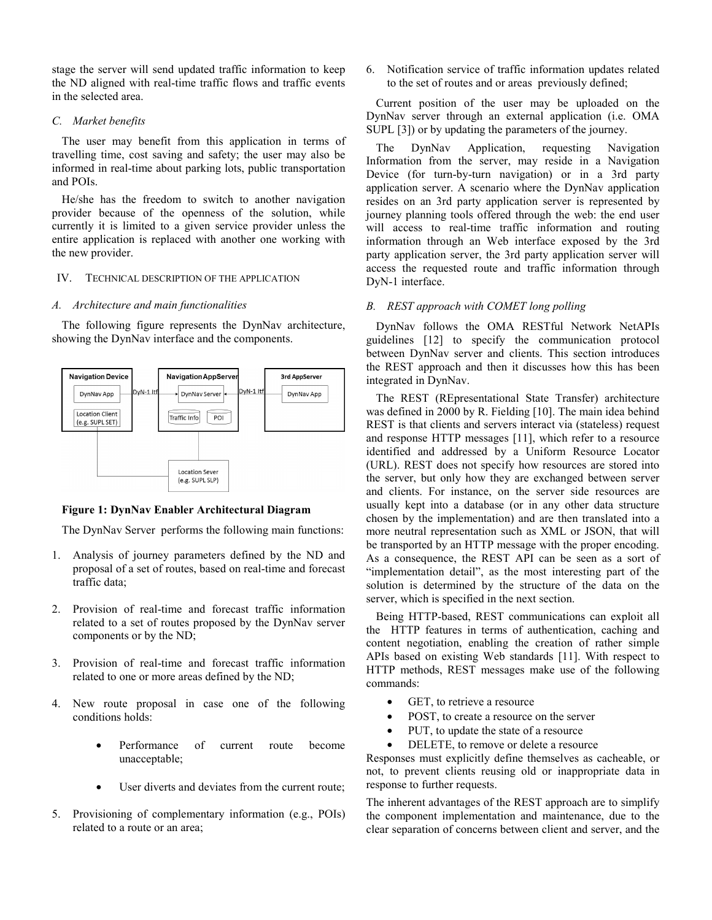stage the server will send updated traffic information to keep the ND aligned with real-time traffic flows and traffic events in the selected area.

### C. Market benefits

The user may benefit from this application in terms of travelling time, cost saving and safety; the user may also be informed in real-time about parking lots, public transportation and POIs.

He/she has the freedom to switch to another navigation provider because of the openness of the solution, while currently it is limited to a given service provider unless the entire application is replaced with another one working with the new provider.

## IV. TECHNICAL DESCRIPTION OF THE APPLICATION

### A. Architecture and main functionalities

The following figure represents the DynNav architecture, showing the DynNav interface and the components.

**Figure 1: DynNav Enabler Architectural Diagram**

The DynNav Server performs the following main functions:

1. Analysis of journey parameters defined by the ND and proposal of a set of routes, based on real-time and forecast traffic data;

2. Provision of real-time and forecast traffic information related to a set of routes proposed by the DynNav server components or by the ND;

3. Provision of real-time and forecast traffic information related to one or more areas defined by the ND;

4. New route proposal in case one of the following conditions holds:

   - Performance of current route become unacceptable;

   - User diverts and deviates from the current route;

5. Provisioning of complementary information (e.g., POIs) related to a route or an area;

6. Notification service of traffic information updates related to the set of routes and or areas previously defined;

Current position of the user may be uploaded on the DynNav server through an external application (i.e. OMA SUPL [3]) or by updating the parameters of the journey.

The DynNav Application, requesting Navigation Information from the server, may reside in a Navigation Device (for turn-by-turn navigation) or in a 3rd party application server. A scenario where the DynNav application resides on an 3rd party application server is represented by journey planning tools offered through the web: the end user will access to real-time traffic information and routing information through an Web interface exposed by the 3rd party application server, the 3rd party application server will access the requested route and traffic information through DyN-1 interface.

### B. REST approach with COMET long polling

DynNav follows the OMA RESTful Network NetAPIs guidelines [12] to specify the communication protocol between DynNav server and clients. This section introduces the REST approach and then it discusses how this has been integrated in DynNav.

The REST (REpresentational State Transfer) architecture was defined in 2000 by R. Fielding [10]. The main idea behind REST is that clients and servers interact via (stateless) request and response HTTP messages [11], which refer to a resource identified and addressed by a Uniform Resource Locator (URL). REST does not specify how resources are stored into the server, but only how they are exchanged between server and clients. For instance, on the server side resources are usually kept into a database (or in any other data structure chosen by the implementation) and are then translated into a more neutral representation such as XML or JSON, that will be transported by an HTTP message with the proper encoding. As a consequence, the REST API can be seen as a sort of "implementation detail", as the most interesting part of the solution is determined by the structure of the data on the server, which is specified in the next section.

Being HTTP-based, REST communications can exploit all the HTTP features in terms of authentication, caching and content negotiation, enabling the creation of rather simple APIs based on existing Web standards [11]. With respect to HTTP methods, REST messages make use of the following commands:

- GET, to retrieve a resource
- POST, to create a resource on the server
- PUT, to update the state of a resource
- DELETE, to remove or delete a resource

Responses must explicitly define themselves as cacheable, or not, to prevent clients reusing old or inappropriate data in response to further requests.

The inherent advantages of the REST approach are to simplify the component implementation and maintenance, due to the clear separation of concerns between client and server, and the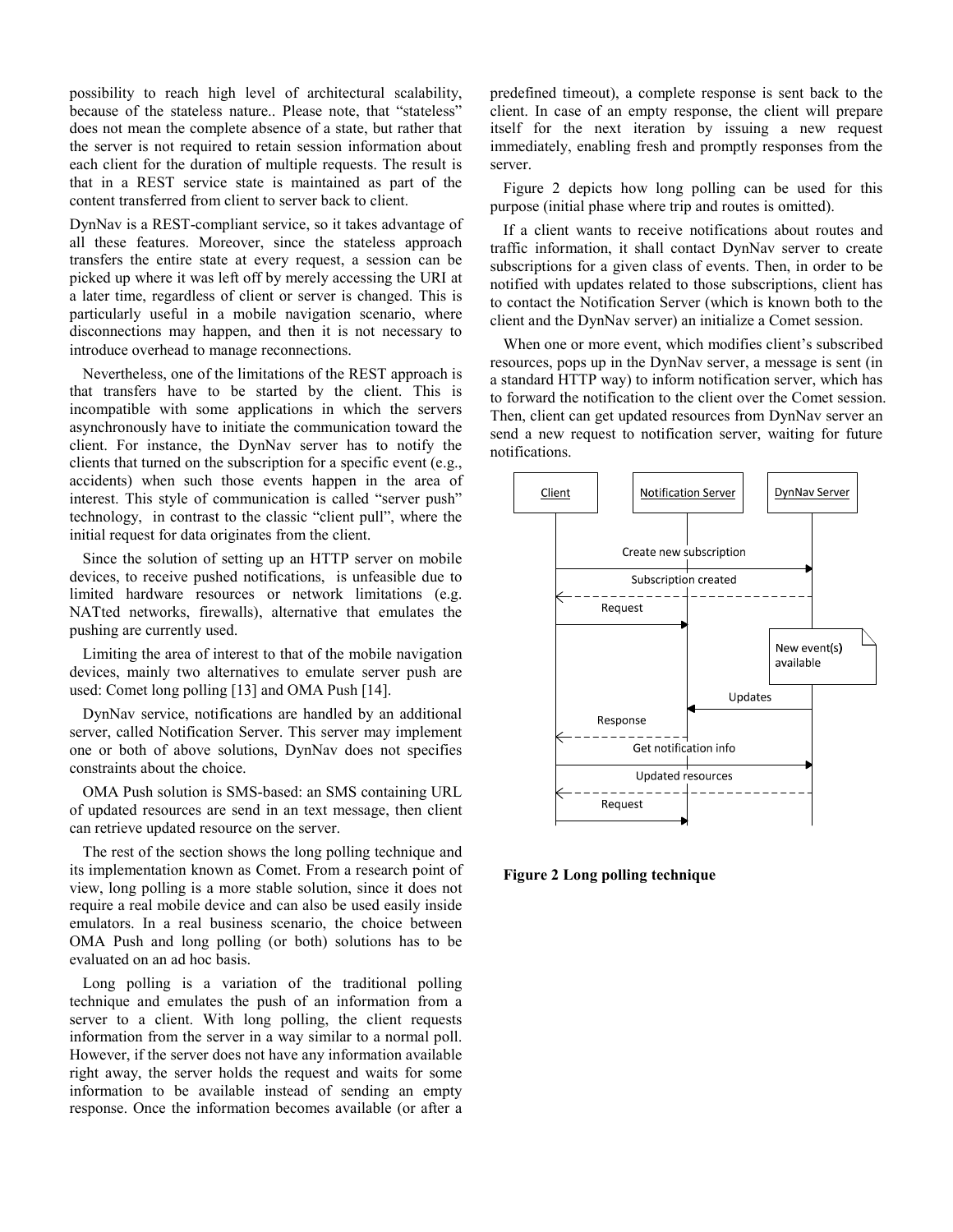possibility to reach high level of architectural scalability, because of the stateless nature.. Please note, that "stateless" does not mean the complete absence of a state, but rather that the server is not required to retain session information about each client for the duration of multiple requests. The result is that in a REST service state is maintained as part of the content transferred from client to server back to client.

DynNav is a REST-compliant service, so it takes advantage of all these features. Moreover, since the stateless approach transfers the entire state at every request, a session can be picked up where it was left off by merely accessing the URI at a later time, regardless of client or server is changed. This is particularly useful in a mobile navigation scenario, where disconnections may happen, and then it is not necessary to introduce overhead to manage reconnections.

Nevertheless, one of the limitations of the REST approach is that transfers have to be started by the client. This is incompatible with some applications in which the servers asynchronously have to initiate the communication toward the client. For instance, the DynNav server has to notify the clients that turned on the subscription for a specific event (e.g., accidents) when such those events happen in the area of interest. This style of communication is called "server push" technology, in contrast to the classic "client pull", where the initial request for data originates from the client.

Since the solution of setting up an HTTP server on mobile devices, to receive pushed notifications, is unfeasible due to limited hardware resources or network limitations (e.g. NATted networks, firewalls), alternative that emulates the pushing are currently used.

Limiting the area of interest to that of the mobile navigation devices, mainly two alternatives to emulate server push are used: Comet long polling [13] and OMA Push [14].

DynNav service, notifications are handled by an additional server, called Notification Server. This server may implement one or both of above solutions, DynNav does not specifies constraints about the choice.

OMA Push solution is SMS-based: an SMS containing URL of updated resources are send in an text message, then client can retrieve updated resource on the server.

The rest of the section shows the long polling technique and its implementation known as Comet. From a research point of view, long polling is a more stable solution, since it does not require a real mobile device and can also be used easily inside emulators. In a real business scenario, the choice between OMA Push and long polling (or both) solutions has to be evaluated on an ad hoc basis.

Long polling is a variation of the traditional polling technique and emulates the push of an information from a server to a client. With long polling, the client requests information from the server in a way similar to a normal poll. However, if the server does not have any information available right away, the server holds the request and waits for some information to be available instead of sending an empty response. Once the information becomes available (or after a predefined timeout), a complete response is sent back to the client. In case of an empty response, the client will prepare itself for the next iteration by issuing a new request immediately, enabling fresh and promptly responses from the server.

Figure 2 depicts how long polling can be used for this purpose (initial phase where trip and routes is omitted).

If a client wants to receive notifications about routes and traffic information, it shall contact DynNav server to create subscriptions for a given class of events. Then, in order to be notified with updates related to those subscriptions, client has to contact the Notification Server (which is known both to the client and the DynNav server) an initialize a Comet session.

When one or more event, which modifies client's subscribed resources, pops up in the DynNav server, a message is sent (in a standard HTTP way) to inform notification server, which has to forward the notification to the client over the Comet session. Then, client can get updated resources from DynNav server an send a new request to notification server, waiting for future notifications.

Client
Notification Server
DynNav Server
Create new subscription
Subscription created
Request
New event(s) available
Updates
Response
Get notification info
Updated resources
Request

**Figure 2 Long polling technique**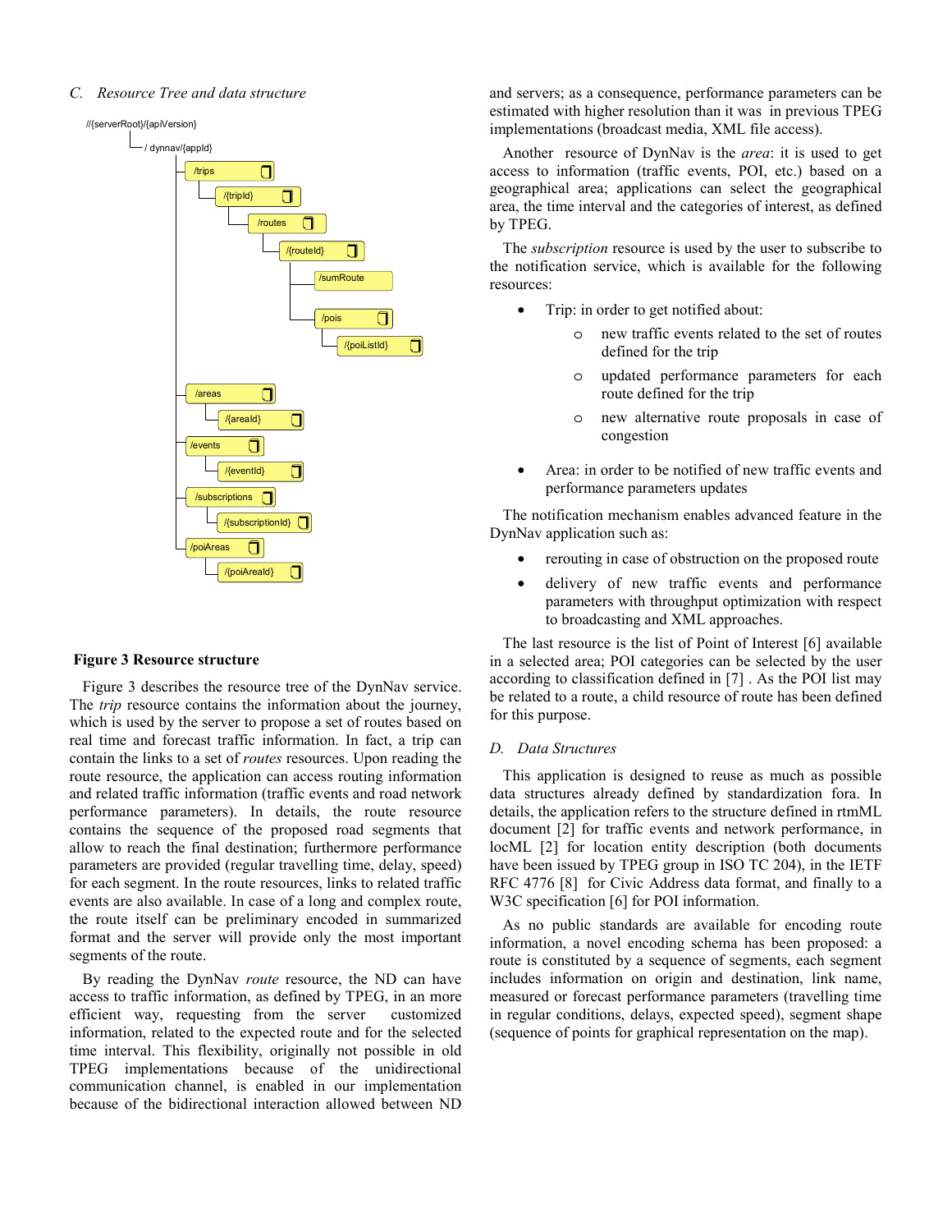### C. Resource Tree and data structure

**Figure 3 Resource structure**

Figure 3 describes the resource tree of the DynNav service. The *trip* resource contains the information about the journey, which is used by the server to propose a set of routes based on real time and forecast traffic information. In fact, a trip can contain the links to a set of *routes* resources. Upon reading the route resource, the application can access routing information and related traffic information (traffic events and road network performance parameters). In details, the route resource contains the sequence of the proposed road segments that allow to reach the final destination; furthermore performance parameters are provided (regular travelling time, delay, speed) for each segment. In the route resources, links to related traffic events are also available. In case of a long and complex route, the route itself can be preliminary encoded in summarized format and the server will provide only the most important segments of the route.

By reading the DynNav *route* resource, the ND can have access to traffic information, as defined by TPEG, in an more efficient way, requesting from the server customized information, related to the expected route and for the selected time interval. This flexibility, originally not possible in old TPEG implementations because of the unidirectional communication channel, is enabled in our implementation because of the bidirectional interaction allowed between ND and servers; as a consequence, performance parameters can be estimated with higher resolution than it was in previous TPEG implementations (broadcast media, XML file access).

Another resource of DynNav is the *area*: it is used to get access to information (traffic events, POI, etc.) based on a geographical area; applications can select the geographical area, the time interval and the categories of interest, as defined by TPEG.

The *subscription* resource is used by the user to subscribe to the notification service, which is available for the following resources:

- Trip: in order to get notified about:
  - new traffic events related to the set of routes defined for the trip
  - updated performance parameters for each route defined for the trip
  - new alternative route proposals in case of congestion
- Area: in order to be notified of new traffic events and performance parameters updates

The notification mechanism enables advanced feature in the DynNav application such as:

- rerouting in case of obstruction on the proposed route
- delivery of new traffic events and performance parameters with throughput optimization with respect to broadcasting and XML approaches.

The last resource is the list of Point of Interest [6] available in a selected area; POI categories can be selected by the user according to classification defined in [7] . As the POI list may be related to a route, a child resource of route has been defined for this purpose.

### D. Data Structures

This application is designed to reuse as much as possible data structures already defined by standardization fora. In details, the application refers to the structure defined in rtmML document [2] for traffic events and network performance, in locML [2] for location entity description (both documents have been issued by TPEG group in ISO TC 204), in the IETF RFC 4776 [8] for Civic Address data format, and finally to a W3C specification [6] for POI information.

As no public standards are available for encoding route information, a novel encoding schema has been proposed: a route is constituted by a sequence of segments, each segment includes information on origin and destination, link name, measured or forecast performance parameters (travelling time in regular conditions, delays, expected speed), segment shape (sequence of points for graphical representation on the map).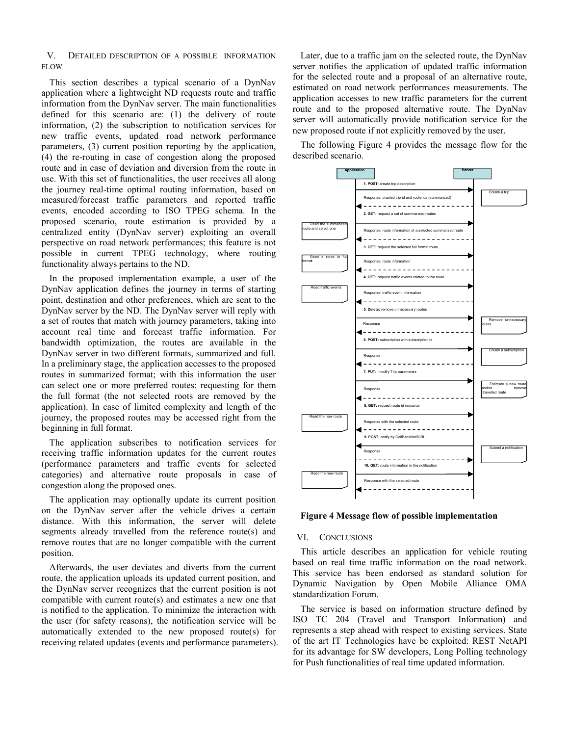## V. Detailed description of a possible information flow

This section describes a typical scenario of a DynNav application where a lightweight ND requests route and traffic information from the DynNav server. The main functionalities defined for this scenario are: (1) the delivery of route information, (2) the subscription to notification services for new traffic events, updated road network performance parameters, (3) current position reporting by the application, (4) the re-routing in case of congestion along the proposed route and in case of deviation and diversion from the route in use. With this set of functionalities, the user receives all along the journey real-time optimal routing information, based on measured/forecast traffic parameters and reported traffic events, encoded according to ISO TPEG schema. In the proposed scenario, route estimation is provided by a centralized entity (DynNav server) exploiting an overall perspective on road network performances; this feature is not possible in current TPEG technology, where routing functionality always pertains to the ND.

In the proposed implementation example, a user of the DynNav application defines the journey in terms of starting point, destination and other preferences, which are sent to the DynNav server by the ND. The DynNav server will reply with a set of routes that match with journey parameters, taking into account real time and forecast traffic information. For bandwidth optimization, the routes are available in the DynNav server in two different formats, summarized and full. In a preliminary stage, the application accesses to the proposed routes in summarized format; with this information the user can select one or more preferred routes: requesting for them the full format (the not selected roots are removed by the application). In case of limited complexity and length of the journey, the proposed routes may be accessed right from the beginning in full format.

The application subscribes to notification services for receiving traffic information updates for the current routes (performance parameters and traffic events for selected categories) and alternative route proposals in case of congestion along the proposed ones.

The application may optionally update its current position on the DynNav server after the vehicle drives a certain distance. With this information, the server will delete segments already travelled from the reference route(s) and remove routes that are no longer compatible with the current position.

Afterwards, the user deviates and diverts from the current route, the application uploads its updated current position, and the DynNav server recognizes that the current position is not compatible with current route(s) and estimates a new one that is notified to the application. To minimize the interaction with the user (for safety reasons), the notification service will be automatically extended to the new proposed route(s) for receiving related updates (events and performance parameters).

Later, due to a traffic jam on the selected route, the DynNav server notifies the application of updated traffic information for the selected route and a proposal of an alternative route, estimated on road network performances measurements. The application accesses to new traffic parameters for the current route and to the proposed alternative route. The DynNav server will automatically provide notification service for the new proposed route if not explicitly removed by the user.

The following Figure 4 provides the message flow for the described scenario.

| Application (note) | Message (Application ↔ Server) | Server (note) |
|---|---|---|
| | **1. POST**: create trip description → | Create a trip |
| | ← Response: created trip id and route ids (summarized) | |
| | **2. GET:** request a set of summarized routes → | |
| Read the summarized route and select one | ← Response: route information of a selected summarized route | |
| | **3. GET:** request the selected full format route → | |
| Read a route in full format | ← Response: route information | |
| | **4. GET:** request traffic events related to the route → | |
| Read traffic events | ← Response: traffic event information | |
| | **5. Delete:** remove unnecessary routes → | Remove unnecessary routes |
| | ← Response | |
| | **6. POST:** subscription with subscription id → | Create a subscription |
| | ← Response | |
| | **7. PUT:** modify Trip parameters → | Estimate a new route and/or remove travelled route |
| | ← Response | |
| | **8. GET:** request route id resource → | |
| Read the new route | ← Response with the selected route | |
| | ← **9. POST:** notify by CallBackNotifURL | Submit a notification |
| | Response → | |
| | **10. GET:** route information in the notification → | |
| Read the new route | ← Response with the selected route | |

**Figure 4 Message flow of possible implementation**

## VI. Conclusions

This article describes an application for vehicle routing based on real time traffic information on the road network. This service has been endorsed as standard solution for Dynamic Navigation by Open Mobile Alliance OMA standardization Forum.

The service is based on information structure defined by ISO TC 204 (Travel and Transport Information) and represents a step ahead with respect to existing services. State of the art IT Technologies have been exploited: REST NetAPI for its advantage for SW developers, Long Polling technology for Push functionalities of real time updated information.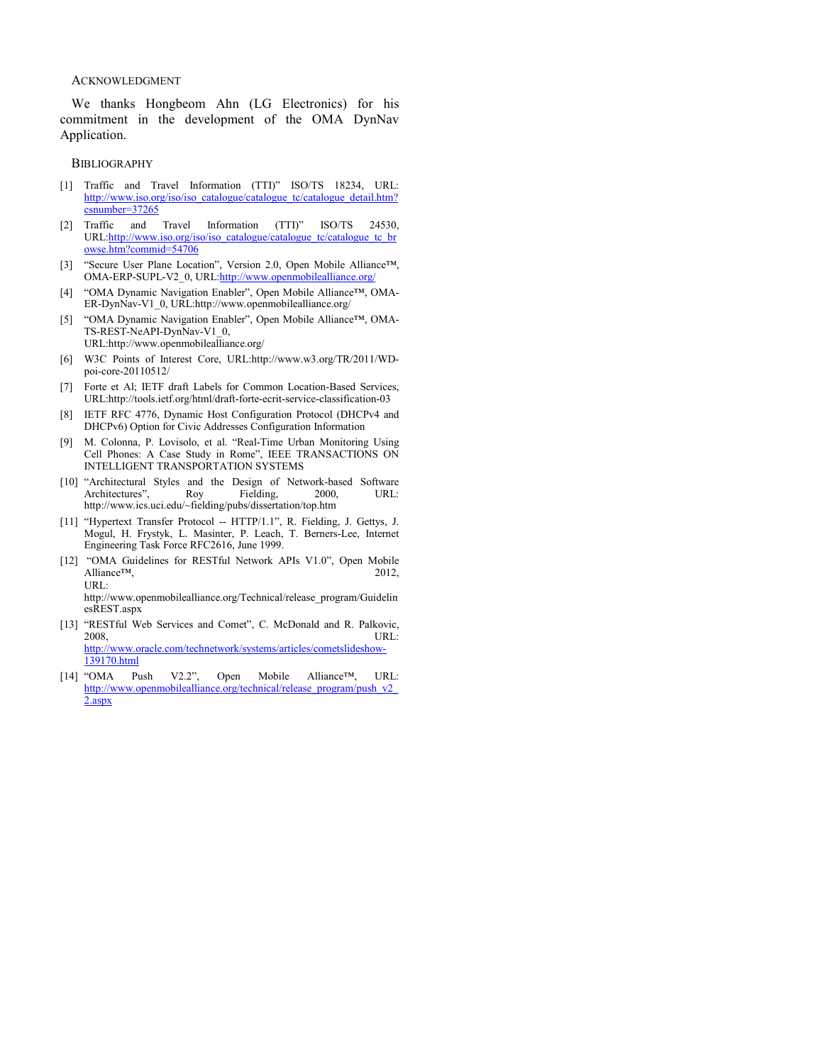## Acknowledgment

We thanks Hongbeom Ahn (LG Electronics) for his commitment in the development of the OMA DynNav Application.

## Bibliography

[1] Traffic and Travel Information (TTI)" ISO/TS 18234, URL: http://www.iso.org/iso/iso_catalogue/catalogue_tc/catalogue_detail.htm?csnumber=37265

[2] Traffic and Travel Information (TTI)" ISO/TS 24530, URL:http://www.iso.org/iso/iso_catalogue/catalogue_tc/catalogue_tc_browse.htm?commid=54706

[3] "Secure User Plane Location", Version 2.0, Open Mobile Alliance™, OMA-ERP-SUPL-V2_0, URL:http://www.openmobilealliance.org/

[4] "OMA Dynamic Navigation Enabler", Open Mobile Alliance™, OMA-ER-DynNav-V1_0, URL:http://www.openmobilealliance.org/

[5] "OMA Dynamic Navigation Enabler", Open Mobile Alliance™, OMA-TS-REST-NeAPI-DynNav-V1_0, URL:http://www.openmobilealliance.org/

[6] W3C Points of Interest Core, URL:http://www.w3.org/TR/2011/WD-poi-core-20110512/

[7] Forte et Al; IETF draft Labels for Common Location-Based Services, URL:http://tools.ietf.org/html/draft-forte-ecrit-service-classification-03

[8] IETF RFC 4776, Dynamic Host Configuration Protocol (DHCPv4 and DHCPv6) Option for Civic Addresses Configuration Information

[9] M. Colonna, P. Lovisolo, et al. "Real-Time Urban Monitoring Using Cell Phones: A Case Study in Rome", IEEE TRANSACTIONS ON INTELLIGENT TRANSPORTATION SYSTEMS

[10] "Architectural Styles and the Design of Network-based Software Architectures", Roy Fielding, 2000, URL: http://www.ics.uci.edu/~fielding/pubs/dissertation/top.htm

[11] "Hypertext Transfer Protocol -- HTTP/1.1", R. Fielding, J. Gettys, J. Mogul, H. Frystyk, L. Masinter, P. Leach, T. Berners-Lee, Internet Engineering Task Force RFC2616, June 1999.

[12] "OMA Guidelines for RESTful Network APIs V1.0", Open Mobile Alliance™, 2012, URL: http://www.openmobilealliance.org/Technical/release_program/GuidelinesREST.aspx

[13] "RESTful Web Services and Comet", C. McDonald and R. Palkovic, 2008, URL: http://www.oracle.com/technetwork/systems/articles/cometslideshow-139170.html

[14] "OMA Push V2.2", Open Mobile Alliance™, URL: http://www.openmobilealliance.org/technical/release_program/push_v2_2.aspx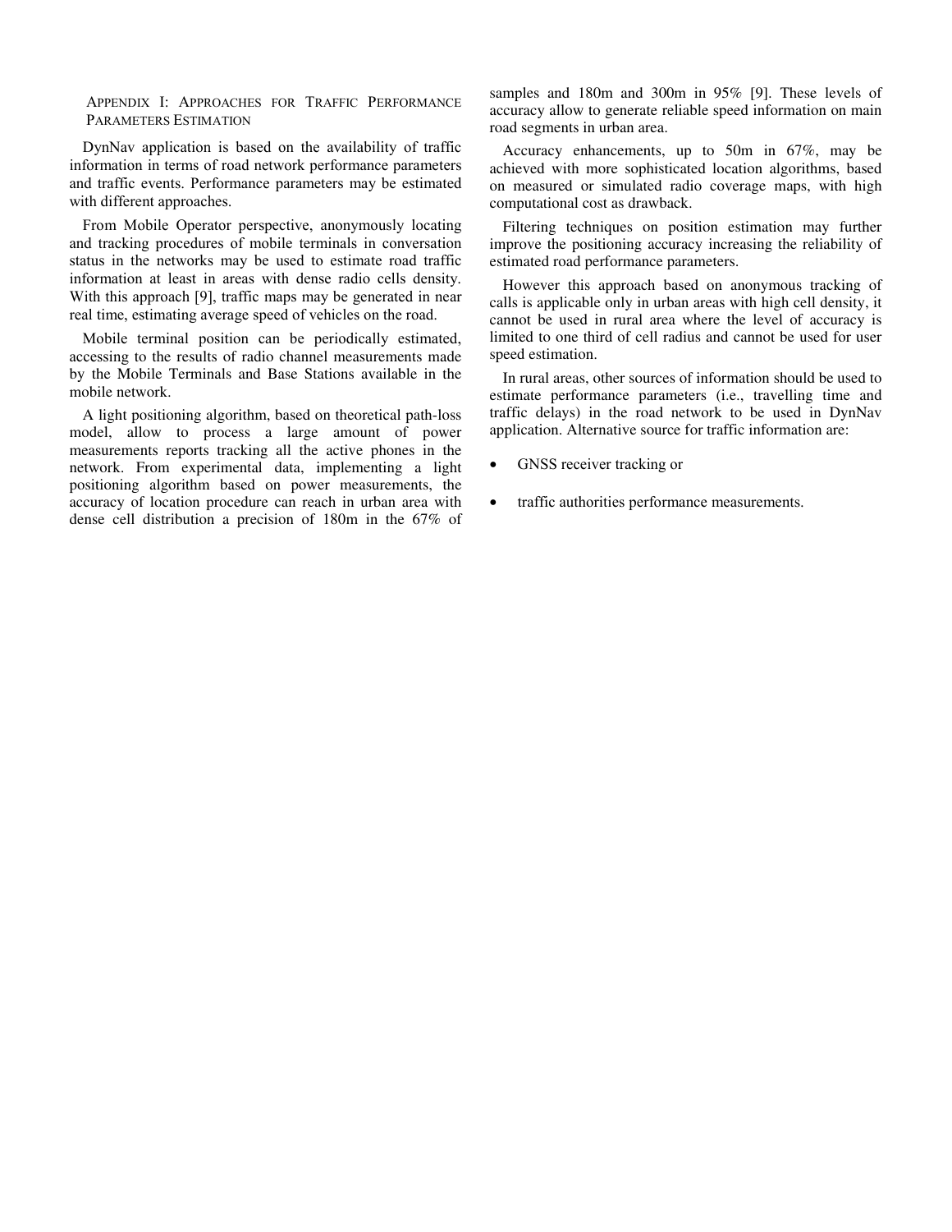## Appendix I: Approaches for Traffic Performance Parameters Estimation

DynNav application is based on the availability of traffic information in terms of road network performance parameters and traffic events. Performance parameters may be estimated with different approaches.

From Mobile Operator perspective, anonymously locating and tracking procedures of mobile terminals in conversation status in the networks may be used to estimate road traffic information at least in areas with dense radio cells density. With this approach [9], traffic maps may be generated in near real time, estimating average speed of vehicles on the road.

Mobile terminal position can be periodically estimated, accessing to the results of radio channel measurements made by the Mobile Terminals and Base Stations available in the mobile network.

A light positioning algorithm, based on theoretical path-loss model, allow to process a large amount of power measurements reports tracking all the active phones in the network. From experimental data, implementing a light positioning algorithm based on power measurements, the accuracy of location procedure can reach in urban area with dense cell distribution a precision of 180m in the 67% of samples and 180m and 300m in 95% [9]. These levels of accuracy allow to generate reliable speed information on main road segments in urban area.

Accuracy enhancements, up to 50m in 67%, may be achieved with more sophisticated location algorithms, based on measured or simulated radio coverage maps, with high computational cost as drawback.

Filtering techniques on position estimation may further improve the positioning accuracy increasing the reliability of estimated road performance parameters.

However this approach based on anonymous tracking of calls is applicable only in urban areas with high cell density, it cannot be used in rural area where the level of accuracy is limited to one third of cell radius and cannot be used for user speed estimation.

In rural areas, other sources of information should be used to estimate performance parameters (i.e., travelling time and traffic delays) in the road network to be used in DynNav application. Alternative source for traffic information are:

- GNSS receiver tracking or
- traffic authorities performance measurements.